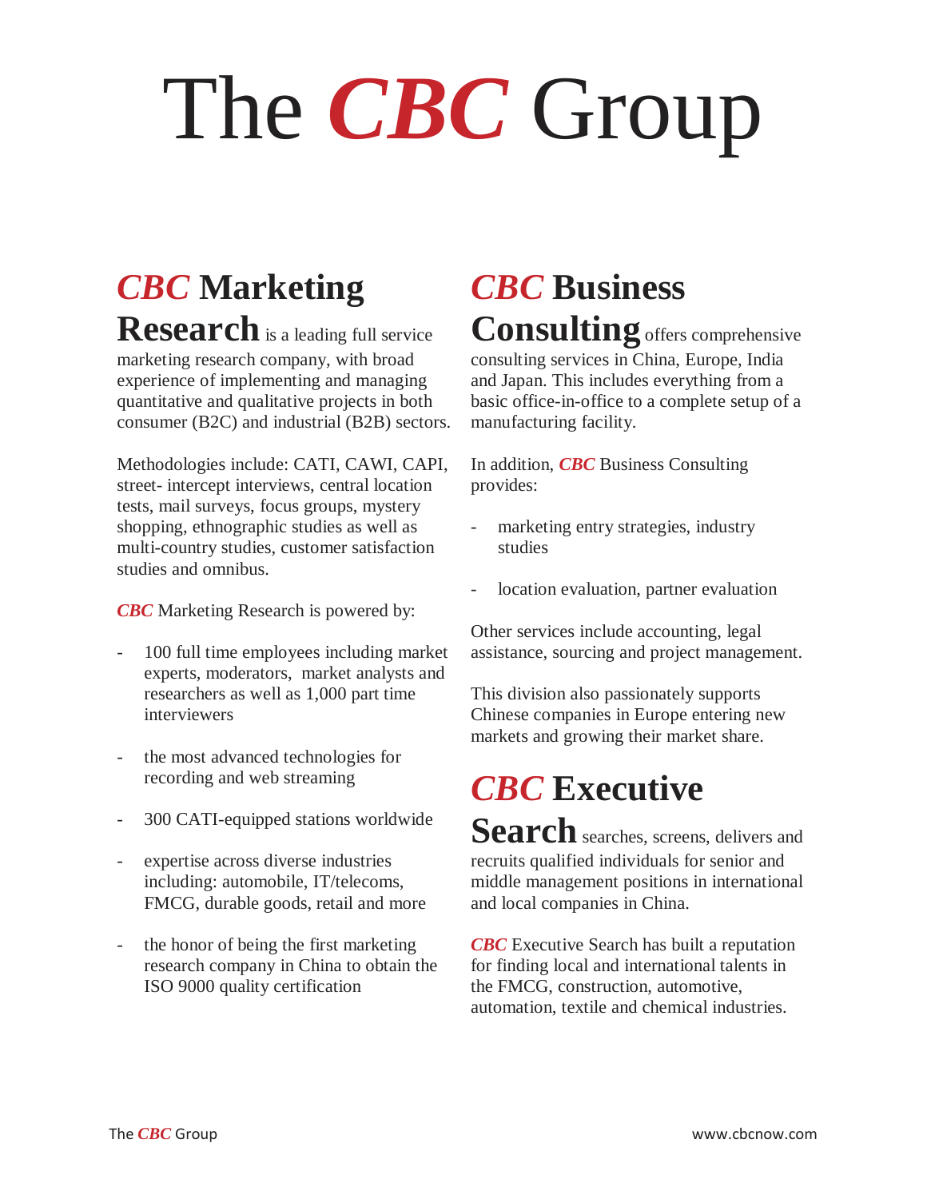# The *CBC* Group

## *CBC* Marketing Research

**CBC Marketing Research** is a leading full service marketing research company, with broad experience of implementing and managing quantitative and qualitative projects in both consumer (B2C) and industrial (B2B) sectors.

Methodologies include: CATI, CAWI, CAPI, street- intercept interviews, central location tests, mail surveys, focus groups, mystery shopping, ethnographic studies as well as multi-country studies, customer satisfaction studies and omnibus.

*CBC* Marketing Research is powered by:

- 100 full time employees including market experts, moderators, market analysts and researchers as well as 1,000 part time interviewers
- the most advanced technologies for recording and web streaming
- 300 CATI-equipped stations worldwide
- expertise across diverse industries including: automobile, IT/telecoms, FMCG, durable goods, retail and more
- the honor of being the first marketing research company in China to obtain the ISO 9000 quality certification

## *CBC* Business Consulting

**CBC Business Consulting** offers comprehensive consulting services in China, Europe, India and Japan. This includes everything from a basic office-in-office to a complete setup of a manufacturing facility.

In addition, *CBC* Business Consulting provides:

- marketing entry strategies, industry studies
- location evaluation, partner evaluation

Other services include accounting, legal assistance, sourcing and project management.

This division also passionately supports Chinese companies in Europe entering new markets and growing their market share.

## *CBC* Executive Search

**CBC Executive Search** searches, screens, delivers and recruits qualified individuals for senior and middle management positions in international and local companies in China.

*CBC* Executive Search has built a reputation for finding local and international talents in the FMCG, construction, automotive, automation, textile and chemical industries.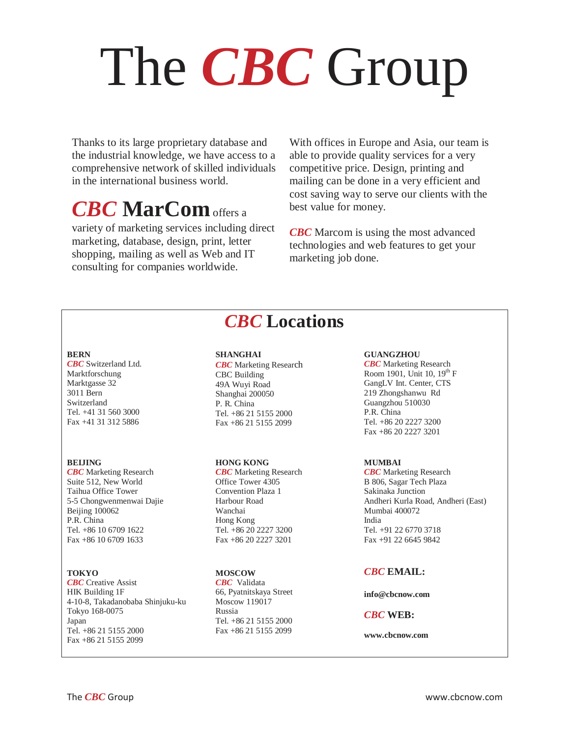# The *CBC* Group

Thanks to its large proprietary database and the industrial knowledge, we have access to a comprehensive network of skilled individuals in the international business world.

***CBC* MarCom** offers a variety of marketing services including direct marketing, database, design, print, letter shopping, mailing as well as Web and IT consulting for companies worldwide.

With offices in Europe and Asia, our team is able to provide quality services for a very competitive price. Design, printing and mailing can be done in a very efficient and cost saving way to serve our clients with the best value for money.

*CBC* Marcom is using the most advanced technologies and web features to get your marketing job done.

## *CBC* Locations

**BERN**
*CBC* Switzerland Ltd.
Marktforschung
Marktgasse 32
3011 Bern
Switzerland
Tel. +41 31 560 3000
Fax +41 31 312 5886

**SHANGHAI**
*CBC* Marketing Research
CBC Building
49A Wuyi Road
Shanghai 200050
P. R. China
Tel. +86 21 5155 2000
Fax +86 21 5155 2099

**GUANGZHOU**
*CBC* Marketing Research
Room 1901, Unit 10, 19th F
GangLV Int. Center, CTS
219 Zhongshanwu Rd
Guangzhou 510030
P.R. China
Tel. +86 20 2227 3200
Fax +86 20 2227 3201

**BEIJING**
*CBC* Marketing Research
Suite 512, New World
Taihua Office Tower
5-5 Chongwenmenwai Dajie
Beijing 100062
P.R. China
Tel. +86 10 6709 1622
Fax +86 10 6709 1633

**HONG KONG**
*CBC* Marketing Research
Office Tower 4305
Convention Plaza 1
Harbour Road
Wanchai
Hong Kong
Tel. +86 20 2227 3200
Fax +86 20 2227 3201

**MUMBAI**
*CBC* Marketing Research
B 806, Sagar Tech Plaza
Sakinaka Junction
Andheri Kurla Road, Andheri (East)
Mumbai 400072
India
Tel. +91 22 6770 3718
Fax +91 22 6645 9842

**TOKYO**
*CBC* Creative Assist
HIK Building 1F
4-10-8, Takadanobaba Shinjuku-ku
Tokyo 168-0075
Japan
Tel. +86 21 5155 2000
Fax +86 21 5155 2099

**MOSCOW**
*CBC* Validata
66, Pyatnitskaya Street
Moscow 119017
Russia
Tel. +86 21 5155 2000
Fax +86 21 5155 2099

### *CBC* EMAIL:

**info@cbcnow.com**

### *CBC* WEB:

**www.cbcnow.com**